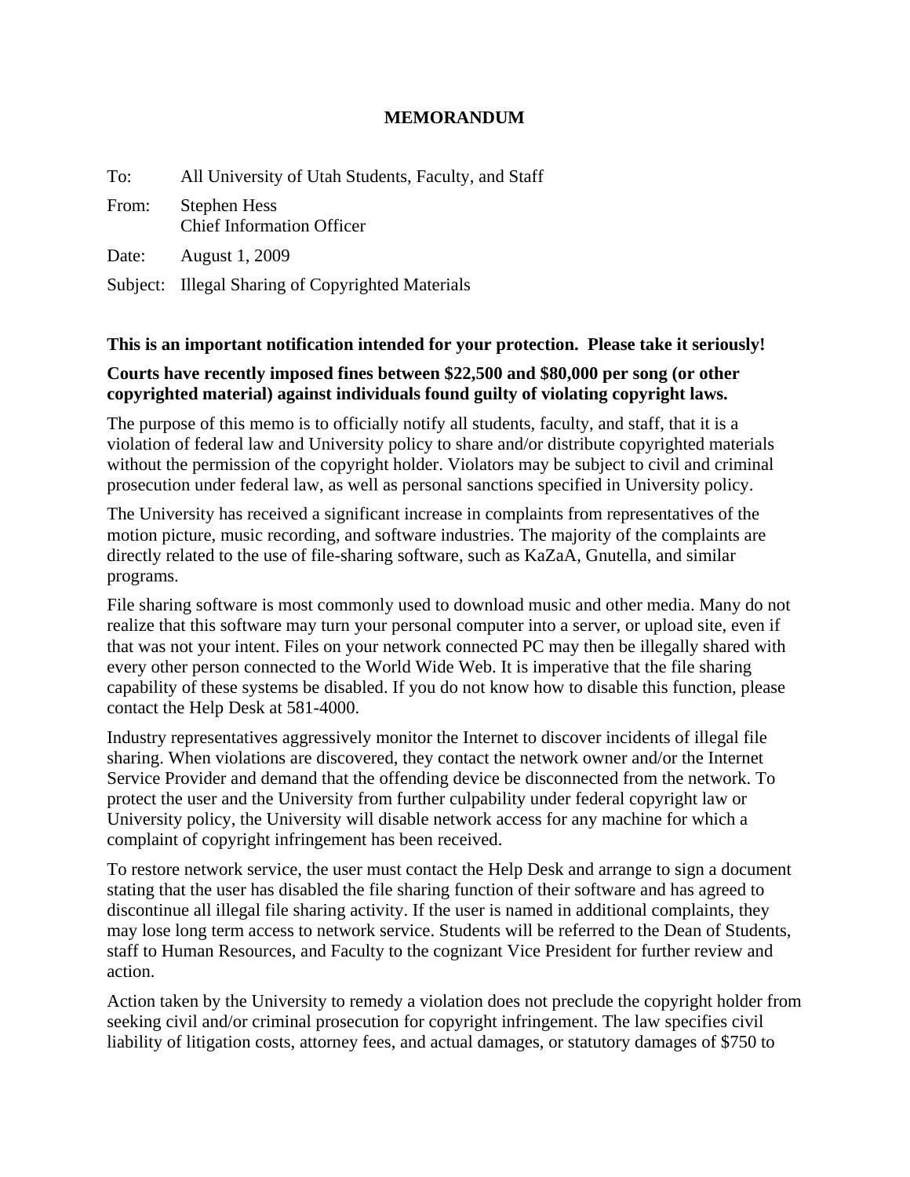# MEMORANDUM

To: All University of Utah Students, Faculty, and Staff

From: Stephen Hess
Chief Information Officer

Date: August 1, 2009

Subject: Illegal Sharing of Copyrighted Materials

**This is an important notification intended for your protection. Please take it seriously!**

**Courts have recently imposed fines between $22,500 and $80,000 per song (or other copyrighted material) against individuals found guilty of violating copyright laws.**

The purpose of this memo is to officially notify all students, faculty, and staff, that it is a violation of federal law and University policy to share and/or distribute copyrighted materials without the permission of the copyright holder. Violators may be subject to civil and criminal prosecution under federal law, as well as personal sanctions specified in University policy.

The University has received a significant increase in complaints from representatives of the motion picture, music recording, and software industries. The majority of the complaints are directly related to the use of file-sharing software, such as KaZaA, Gnutella, and similar programs.

File sharing software is most commonly used to download music and other media. Many do not realize that this software may turn your personal computer into a server, or upload site, even if that was not your intent. Files on your network connected PC may then be illegally shared with every other person connected to the World Wide Web. It is imperative that the file sharing capability of these systems be disabled. If you do not know how to disable this function, please contact the Help Desk at 581-4000.

Industry representatives aggressively monitor the Internet to discover incidents of illegal file sharing. When violations are discovered, they contact the network owner and/or the Internet Service Provider and demand that the offending device be disconnected from the network. To protect the user and the University from further culpability under federal copyright law or University policy, the University will disable network access for any machine for which a complaint of copyright infringement has been received.

To restore network service, the user must contact the Help Desk and arrange to sign a document stating that the user has disabled the file sharing function of their software and has agreed to discontinue all illegal file sharing activity. If the user is named in additional complaints, they may lose long term access to network service. Students will be referred to the Dean of Students, staff to Human Resources, and Faculty to the cognizant Vice President for further review and action.

Action taken by the University to remedy a violation does not preclude the copyright holder from seeking civil and/or criminal prosecution for copyright infringement. The law specifies civil liability of litigation costs, attorney fees, and actual damages, or statutory damages of $750 to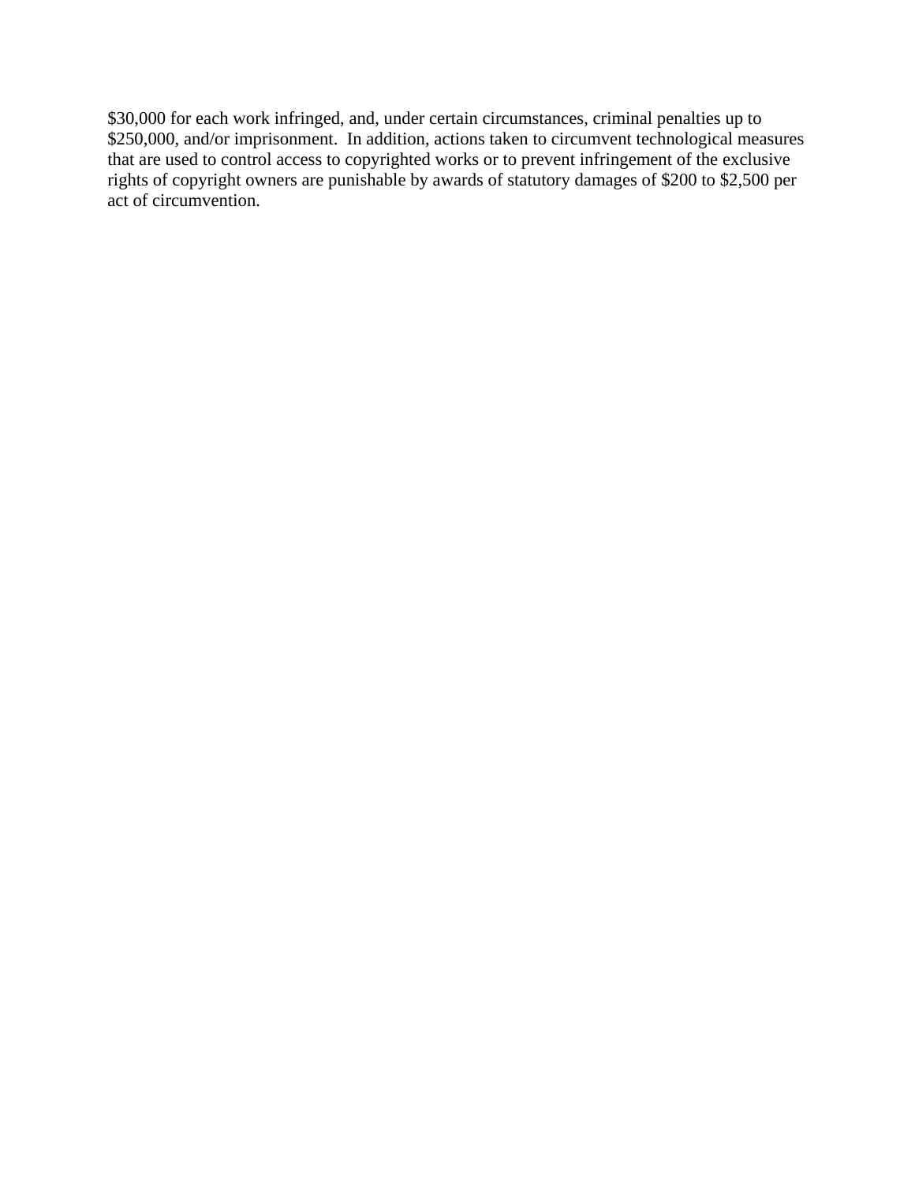$30,000 for each work infringed, and, under certain circumstances, criminal penalties up to $250,000, and/or imprisonment. In addition, actions taken to circumvent technological measures that are used to control access to copyrighted works or to prevent infringement of the exclusive rights of copyright owners are punishable by awards of statutory damages of $200 to $2,500 per act of circumvention.